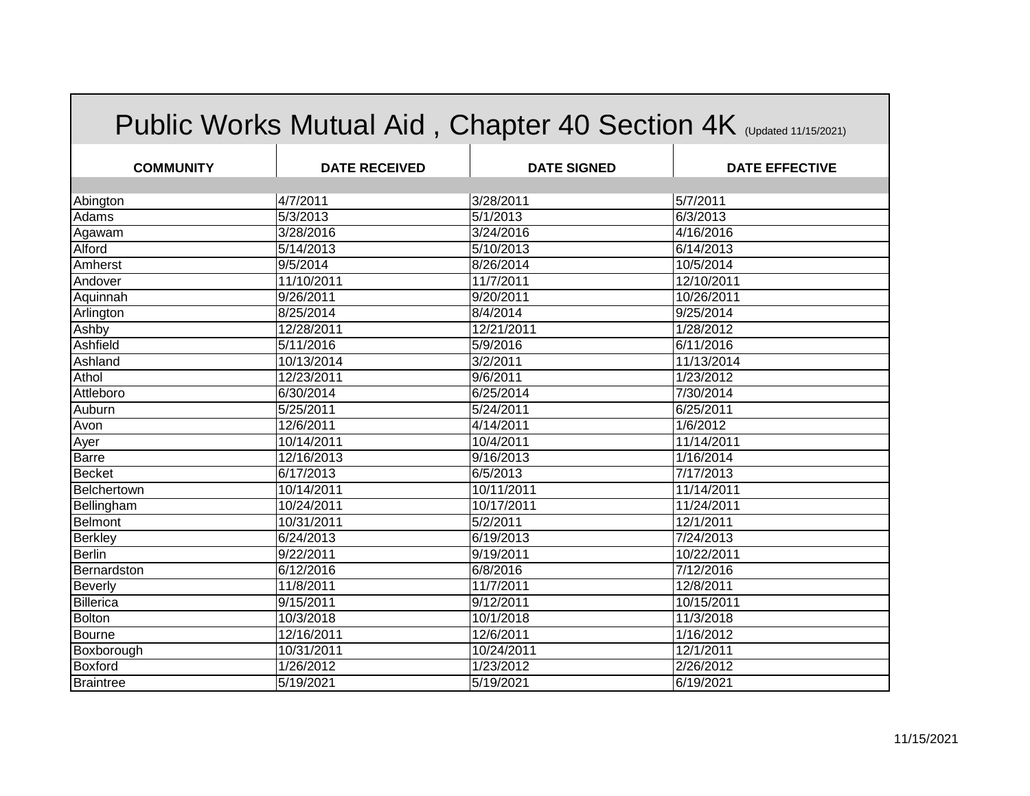# Public Works Mutual Aid , Chapter 40 Section 4K (Updated 11/15/2021)

| COMMUNITY | DATE RECEIVED | DATE SIGNED | DATE EFFECTIVE |
|---|---|---|---|
| | | | |
| Abington | 4/7/2011 | 3/28/2011 | 5/7/2011 |
| Adams | 5/3/2013 | 5/1/2013 | 6/3/2013 |
| Agawam | 3/28/2016 | 3/24/2016 | 4/16/2016 |
| Alford | 5/14/2013 | 5/10/2013 | 6/14/2013 |
| Amherst | 9/5/2014 | 8/26/2014 | 10/5/2014 |
| Andover | 11/10/2011 | 11/7/2011 | 12/10/2011 |
| Aquinnah | 9/26/2011 | 9/20/2011 | 10/26/2011 |
| Arlington | 8/25/2014 | 8/4/2014 | 9/25/2014 |
| Ashby | 12/28/2011 | 12/21/2011 | 1/28/2012 |
| Ashfield | 5/11/2016 | 5/9/2016 | 6/11/2016 |
| Ashland | 10/13/2014 | 3/2/2011 | 11/13/2014 |
| Athol | 12/23/2011 | 9/6/2011 | 1/23/2012 |
| Attleboro | 6/30/2014 | 6/25/2014 | 7/30/2014 |
| Auburn | 5/25/2011 | 5/24/2011 | 6/25/2011 |
| Avon | 12/6/2011 | 4/14/2011 | 1/6/2012 |
| Ayer | 10/14/2011 | 10/4/2011 | 11/14/2011 |
| Barre | 12/16/2013 | 9/16/2013 | 1/16/2014 |
| Becket | 6/17/2013 | 6/5/2013 | 7/17/2013 |
| Belchertown | 10/14/2011 | 10/11/2011 | 11/14/2011 |
| Bellingham | 10/24/2011 | 10/17/2011 | 11/24/2011 |
| Belmont | 10/31/2011 | 5/2/2011 | 12/1/2011 |
| Berkley | 6/24/2013 | 6/19/2013 | 7/24/2013 |
| Berlin | 9/22/2011 | 9/19/2011 | 10/22/2011 |
| Bernardston | 6/12/2016 | 6/8/2016 | 7/12/2016 |
| Beverly | 11/8/2011 | 11/7/2011 | 12/8/2011 |
| Billerica | 9/15/2011 | 9/12/2011 | 10/15/2011 |
| Bolton | 10/3/2018 | 10/1/2018 | 11/3/2018 |
| Bourne | 12/16/2011 | 12/6/2011 | 1/16/2012 |
| Boxborough | 10/31/2011 | 10/24/2011 | 12/1/2011 |
| Boxford | 1/26/2012 | 1/23/2012 | 2/26/2012 |
| Braintree | 5/19/2021 | 5/19/2021 | 6/19/2021 |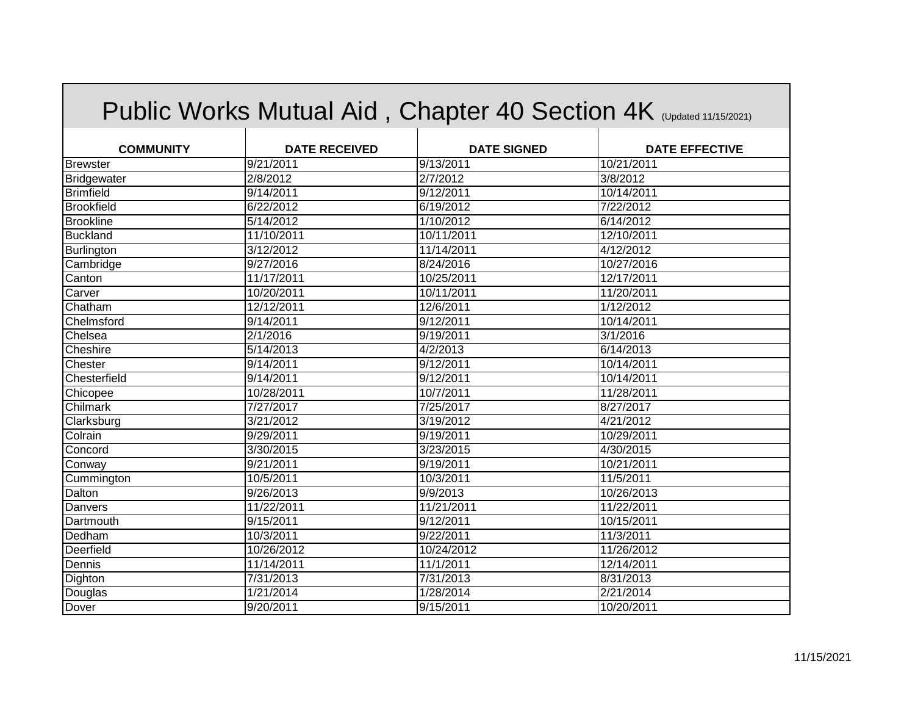# Public Works Mutual Aid , Chapter 40 Section 4K (Updated 11/15/2021)

| COMMUNITY | DATE RECEIVED | DATE SIGNED | DATE EFFECTIVE |
|---|---|---|---|
| Brewster | 9/21/2011 | 9/13/2011 | 10/21/2011 |
| Bridgewater | 2/8/2012 | 2/7/2012 | 3/8/2012 |
| Brimfield | 9/14/2011 | 9/12/2011 | 10/14/2011 |
| Brookfield | 6/22/2012 | 6/19/2012 | 7/22/2012 |
| Brookline | 5/14/2012 | 1/10/2012 | 6/14/2012 |
| Buckland | 11/10/2011 | 10/11/2011 | 12/10/2011 |
| Burlington | 3/12/2012 | 11/14/2011 | 4/12/2012 |
| Cambridge | 9/27/2016 | 8/24/2016 | 10/27/2016 |
| Canton | 11/17/2011 | 10/25/2011 | 12/17/2011 |
| Carver | 10/20/2011 | 10/11/2011 | 11/20/2011 |
| Chatham | 12/12/2011 | 12/6/2011 | 1/12/2012 |
| Chelmsford | 9/14/2011 | 9/12/2011 | 10/14/2011 |
| Chelsea | 2/1/2016 | 9/19/2011 | 3/1/2016 |
| Cheshire | 5/14/2013 | 4/2/2013 | 6/14/2013 |
| Chester | 9/14/2011 | 9/12/2011 | 10/14/2011 |
| Chesterfield | 9/14/2011 | 9/12/2011 | 10/14/2011 |
| Chicopee | 10/28/2011 | 10/7/2011 | 11/28/2011 |
| Chilmark | 7/27/2017 | 7/25/2017 | 8/27/2017 |
| Clarksburg | 3/21/2012 | 3/19/2012 | 4/21/2012 |
| Colrain | 9/29/2011 | 9/19/2011 | 10/29/2011 |
| Concord | 3/30/2015 | 3/23/2015 | 4/30/2015 |
| Conway | 9/21/2011 | 9/19/2011 | 10/21/2011 |
| Cummington | 10/5/2011 | 10/3/2011 | 11/5/2011 |
| Dalton | 9/26/2013 | 9/9/2013 | 10/26/2013 |
| Danvers | 11/22/2011 | 11/21/2011 | 11/22/2011 |
| Dartmouth | 9/15/2011 | 9/12/2011 | 10/15/2011 |
| Dedham | 10/3/2011 | 9/22/2011 | 11/3/2011 |
| Deerfield | 10/26/2012 | 10/24/2012 | 11/26/2012 |
| Dennis | 11/14/2011 | 11/1/2011 | 12/14/2011 |
| Dighton | 7/31/2013 | 7/31/2013 | 8/31/2013 |
| Douglas | 1/21/2014 | 1/28/2014 | 2/21/2014 |
| Dover | 9/20/2011 | 9/15/2011 | 10/20/2011 |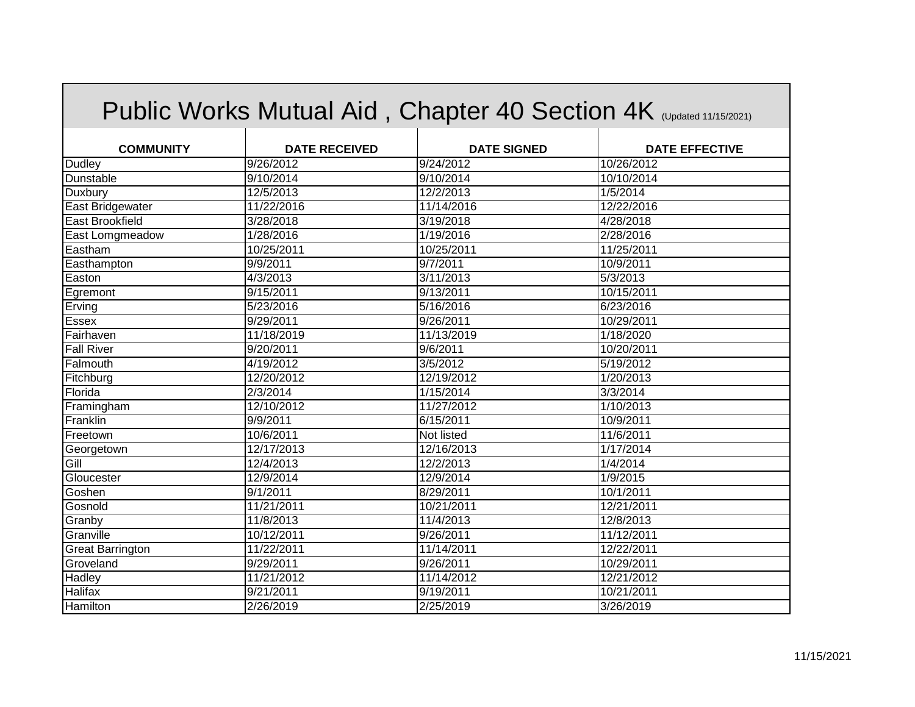# Public Works Mutual Aid , Chapter 40 Section 4K (Updated 11/15/2021)

| COMMUNITY | DATE RECEIVED | DATE SIGNED | DATE EFFECTIVE |
|---|---|---|---|
| Dudley | 9/26/2012 | 9/24/2012 | 10/26/2012 |
| Dunstable | 9/10/2014 | 9/10/2014 | 10/10/2014 |
| Duxbury | 12/5/2013 | 12/2/2013 | 1/5/2014 |
| East Bridgewater | 11/22/2016 | 11/14/2016 | 12/22/2016 |
| East Brookfield | 3/28/2018 | 3/19/2018 | 4/28/2018 |
| East Lomgmeadow | 1/28/2016 | 1/19/2016 | 2/28/2016 |
| Eastham | 10/25/2011 | 10/25/2011 | 11/25/2011 |
| Easthampton | 9/9/2011 | 9/7/2011 | 10/9/2011 |
| Easton | 4/3/2013 | 3/11/2013 | 5/3/2013 |
| Egremont | 9/15/2011 | 9/13/2011 | 10/15/2011 |
| Erving | 5/23/2016 | 5/16/2016 | 6/23/2016 |
| Essex | 9/29/2011 | 9/26/2011 | 10/29/2011 |
| Fairhaven | 11/18/2019 | 11/13/2019 | 1/18/2020 |
| Fall River | 9/20/2011 | 9/6/2011 | 10/20/2011 |
| Falmouth | 4/19/2012 | 3/5/2012 | 5/19/2012 |
| Fitchburg | 12/20/2012 | 12/19/2012 | 1/20/2013 |
| Florida | 2/3/2014 | 1/15/2014 | 3/3/2014 |
| Framingham | 12/10/2012 | 11/27/2012 | 1/10/2013 |
| Franklin | 9/9/2011 | 6/15/2011 | 10/9/2011 |
| Freetown | 10/6/2011 | Not listed | 11/6/2011 |
| Georgetown | 12/17/2013 | 12/16/2013 | 1/17/2014 |
| Gill | 12/4/2013 | 12/2/2013 | 1/4/2014 |
| Gloucester | 12/9/2014 | 12/9/2014 | 1/9/2015 |
| Goshen | 9/1/2011 | 8/29/2011 | 10/1/2011 |
| Gosnold | 11/21/2011 | 10/21/2011 | 12/21/2011 |
| Granby | 11/8/2013 | 11/4/2013 | 12/8/2013 |
| Granville | 10/12/2011 | 9/26/2011 | 11/12/2011 |
| Great Barrington | 11/22/2011 | 11/14/2011 | 12/22/2011 |
| Groveland | 9/29/2011 | 9/26/2011 | 10/29/2011 |
| Hadley | 11/21/2012 | 11/14/2012 | 12/21/2012 |
| Halifax | 9/21/2011 | 9/19/2011 | 10/21/2011 |
| Hamilton | 2/26/2019 | 2/25/2019 | 3/26/2019 |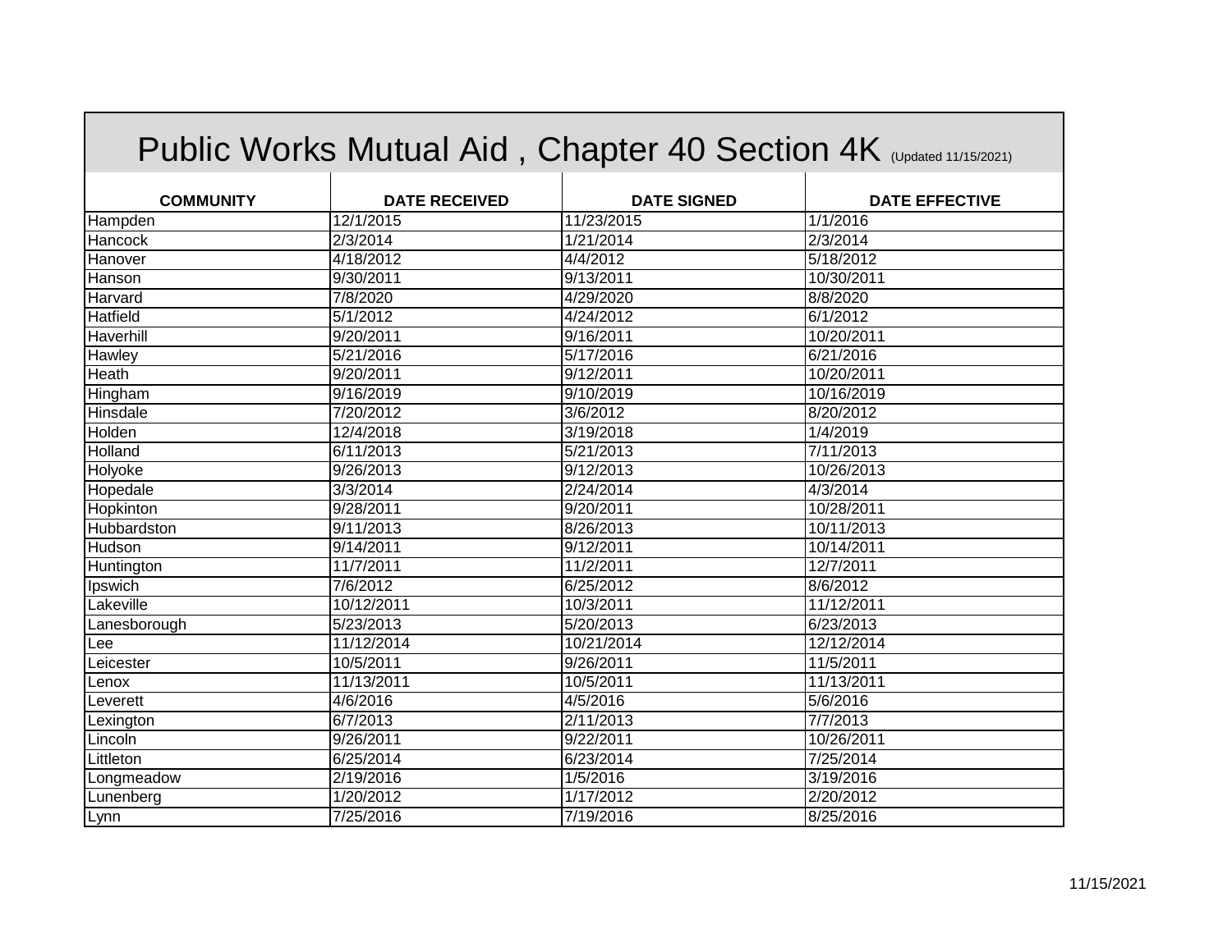# Public Works Mutual Aid , Chapter 40 Section 4K (Updated 11/15/2021)

| COMMUNITY | DATE RECEIVED | DATE SIGNED | DATE EFFECTIVE |
|---|---|---|---|
| Hampden | 12/1/2015 | 11/23/2015 | 1/1/2016 |
| Hancock | 2/3/2014 | 1/21/2014 | 2/3/2014 |
| Hanover | 4/18/2012 | 4/4/2012 | 5/18/2012 |
| Hanson | 9/30/2011 | 9/13/2011 | 10/30/2011 |
| Harvard | 7/8/2020 | 4/29/2020 | 8/8/2020 |
| Hatfield | 5/1/2012 | 4/24/2012 | 6/1/2012 |
| Haverhill | 9/20/2011 | 9/16/2011 | 10/20/2011 |
| Hawley | 5/21/2016 | 5/17/2016 | 6/21/2016 |
| Heath | 9/20/2011 | 9/12/2011 | 10/20/2011 |
| Hingham | 9/16/2019 | 9/10/2019 | 10/16/2019 |
| Hinsdale | 7/20/2012 | 3/6/2012 | 8/20/2012 |
| Holden | 12/4/2018 | 3/19/2018 | 1/4/2019 |
| Holland | 6/11/2013 | 5/21/2013 | 7/11/2013 |
| Holyoke | 9/26/2013 | 9/12/2013 | 10/26/2013 |
| Hopedale | 3/3/2014 | 2/24/2014 | 4/3/2014 |
| Hopkinton | 9/28/2011 | 9/20/2011 | 10/28/2011 |
| Hubbardston | 9/11/2013 | 8/26/2013 | 10/11/2013 |
| Hudson | 9/14/2011 | 9/12/2011 | 10/14/2011 |
| Huntington | 11/7/2011 | 11/2/2011 | 12/7/2011 |
| Ipswich | 7/6/2012 | 6/25/2012 | 8/6/2012 |
| Lakeville | 10/12/2011 | 10/3/2011 | 11/12/2011 |
| Lanesborough | 5/23/2013 | 5/20/2013 | 6/23/2013 |
| Lee | 11/12/2014 | 10/21/2014 | 12/12/2014 |
| Leicester | 10/5/2011 | 9/26/2011 | 11/5/2011 |
| Lenox | 11/13/2011 | 10/5/2011 | 11/13/2011 |
| Leverett | 4/6/2016 | 4/5/2016 | 5/6/2016 |
| Lexington | 6/7/2013 | 2/11/2013 | 7/7/2013 |
| Lincoln | 9/26/2011 | 9/22/2011 | 10/26/2011 |
| Littleton | 6/25/2014 | 6/23/2014 | 7/25/2014 |
| Longmeadow | 2/19/2016 | 1/5/2016 | 3/19/2016 |
| Lunenberg | 1/20/2012 | 1/17/2012 | 2/20/2012 |
| Lynn | 7/25/2016 | 7/19/2016 | 8/25/2016 |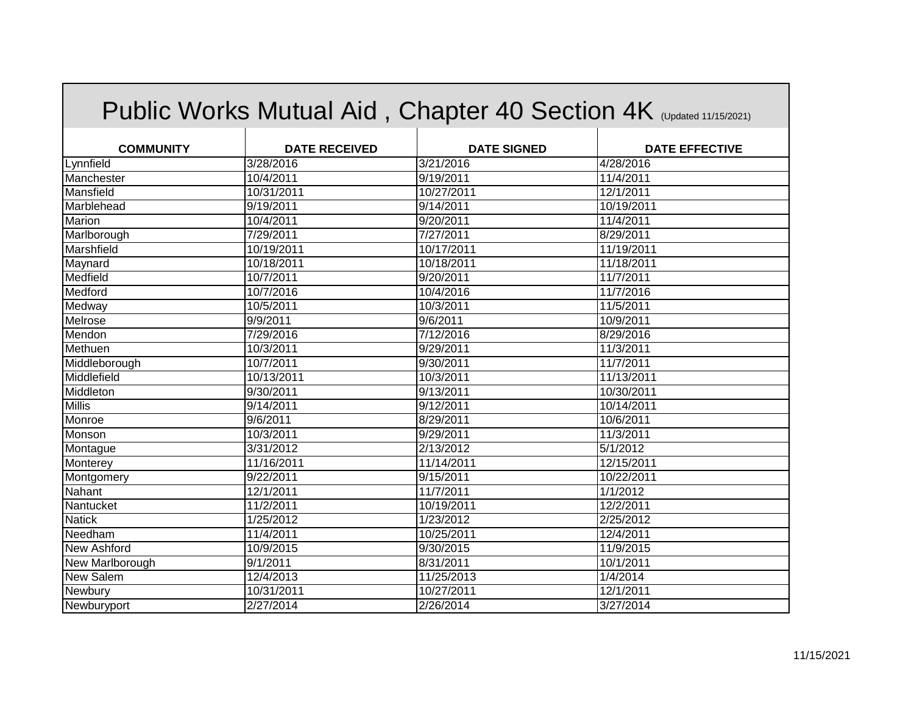# Public Works Mutual Aid , Chapter 40 Section 4K (Updated 11/15/2021)

| COMMUNITY | DATE RECEIVED | DATE SIGNED | DATE EFFECTIVE |
|---|---|---|---|
| Lynnfield | 3/28/2016 | 3/21/2016 | 4/28/2016 |
| Manchester | 10/4/2011 | 9/19/2011 | 11/4/2011 |
| Mansfield | 10/31/2011 | 10/27/2011 | 12/1/2011 |
| Marblehead | 9/19/2011 | 9/14/2011 | 10/19/2011 |
| Marion | 10/4/2011 | 9/20/2011 | 11/4/2011 |
| Marlborough | 7/29/2011 | 7/27/2011 | 8/29/2011 |
| Marshfield | 10/19/2011 | 10/17/2011 | 11/19/2011 |
| Maynard | 10/18/2011 | 10/18/2011 | 11/18/2011 |
| Medfield | 10/7/2011 | 9/20/2011 | 11/7/2011 |
| Medford | 10/7/2016 | 10/4/2016 | 11/7/2016 |
| Medway | 10/5/2011 | 10/3/2011 | 11/5/2011 |
| Melrose | 9/9/2011 | 9/6/2011 | 10/9/2011 |
| Mendon | 7/29/2016 | 7/12/2016 | 8/29/2016 |
| Methuen | 10/3/2011 | 9/29/2011 | 11/3/2011 |
| Middleborough | 10/7/2011 | 9/30/2011 | 11/7/2011 |
| Middlefield | 10/13/2011 | 10/3/2011 | 11/13/2011 |
| Middleton | 9/30/2011 | 9/13/2011 | 10/30/2011 |
| Millis | 9/14/2011 | 9/12/2011 | 10/14/2011 |
| Monroe | 9/6/2011 | 8/29/2011 | 10/6/2011 |
| Monson | 10/3/2011 | 9/29/2011 | 11/3/2011 |
| Montague | 3/31/2012 | 2/13/2012 | 5/1/2012 |
| Monterey | 11/16/2011 | 11/14/2011 | 12/15/2011 |
| Montgomery | 9/22/2011 | 9/15/2011 | 10/22/2011 |
| Nahant | 12/1/2011 | 11/7/2011 | 1/1/2012 |
| Nantucket | 11/2/2011 | 10/19/2011 | 12/2/2011 |
| Natick | 1/25/2012 | 1/23/2012 | 2/25/2012 |
| Needham | 11/4/2011 | 10/25/2011 | 12/4/2011 |
| New Ashford | 10/9/2015 | 9/30/2015 | 11/9/2015 |
| New Marlborough | 9/1/2011 | 8/31/2011 | 10/1/2011 |
| New Salem | 12/4/2013 | 11/25/2013 | 1/4/2014 |
| Newbury | 10/31/2011 | 10/27/2011 | 12/1/2011 |
| Newburyport | 2/27/2014 | 2/26/2014 | 3/27/2014 |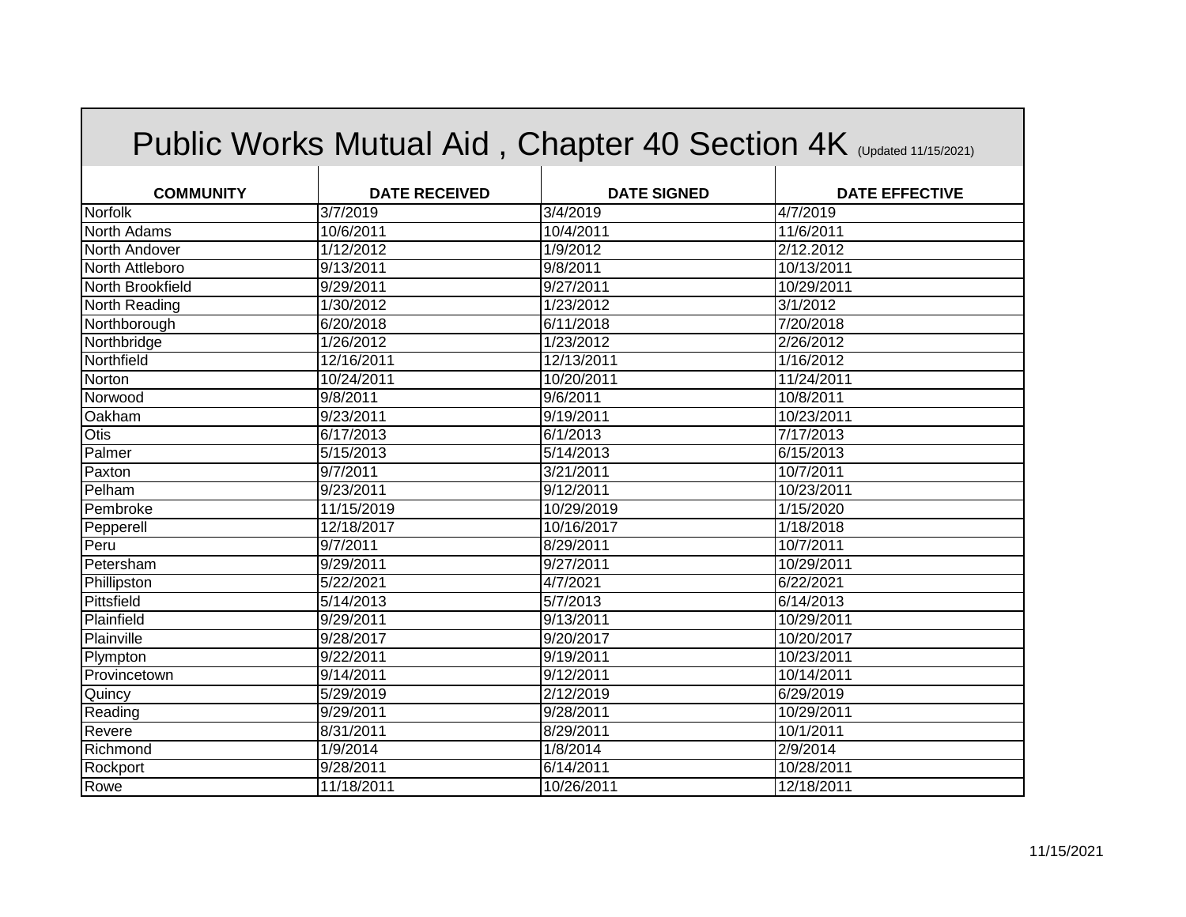# Public Works Mutual Aid , Chapter 40 Section 4K (Updated 11/15/2021)

| COMMUNITY | DATE RECEIVED | DATE SIGNED | DATE EFFECTIVE |
|---|---|---|---|
| Norfolk | 3/7/2019 | 3/4/2019 | 4/7/2019 |
| North Adams | 10/6/2011 | 10/4/2011 | 11/6/2011 |
| North Andover | 1/12/2012 | 1/9/2012 | 2/12.2012 |
| North Attleboro | 9/13/2011 | 9/8/2011 | 10/13/2011 |
| North Brookfield | 9/29/2011 | 9/27/2011 | 10/29/2011 |
| North Reading | 1/30/2012 | 1/23/2012 | 3/1/2012 |
| Northborough | 6/20/2018 | 6/11/2018 | 7/20/2018 |
| Northbridge | 1/26/2012 | 1/23/2012 | 2/26/2012 |
| Northfield | 12/16/2011 | 12/13/2011 | 1/16/2012 |
| Norton | 10/24/2011 | 10/20/2011 | 11/24/2011 |
| Norwood | 9/8/2011 | 9/6/2011 | 10/8/2011 |
| Oakham | 9/23/2011 | 9/19/2011 | 10/23/2011 |
| Otis | 6/17/2013 | 6/1/2013 | 7/17/2013 |
| Palmer | 5/15/2013 | 5/14/2013 | 6/15/2013 |
| Paxton | 9/7/2011 | 3/21/2011 | 10/7/2011 |
| Pelham | 9/23/2011 | 9/12/2011 | 10/23/2011 |
| Pembroke | 11/15/2019 | 10/29/2019 | 1/15/2020 |
| Pepperell | 12/18/2017 | 10/16/2017 | 1/18/2018 |
| Peru | 9/7/2011 | 8/29/2011 | 10/7/2011 |
| Petersham | 9/29/2011 | 9/27/2011 | 10/29/2011 |
| Phillipston | 5/22/2021 | 4/7/2021 | 6/22/2021 |
| Pittsfield | 5/14/2013 | 5/7/2013 | 6/14/2013 |
| Plainfield | 9/29/2011 | 9/13/2011 | 10/29/2011 |
| Plainville | 9/28/2017 | 9/20/2017 | 10/20/2017 |
| Plympton | 9/22/2011 | 9/19/2011 | 10/23/2011 |
| Provincetown | 9/14/2011 | 9/12/2011 | 10/14/2011 |
| Quincy | 5/29/2019 | 2/12/2019 | 6/29/2019 |
| Reading | 9/29/2011 | 9/28/2011 | 10/29/2011 |
| Revere | 8/31/2011 | 8/29/2011 | 10/1/2011 |
| Richmond | 1/9/2014 | 1/8/2014 | 2/9/2014 |
| Rockport | 9/28/2011 | 6/14/2011 | 10/28/2011 |
| Rowe | 11/18/2011 | 10/26/2011 | 12/18/2011 |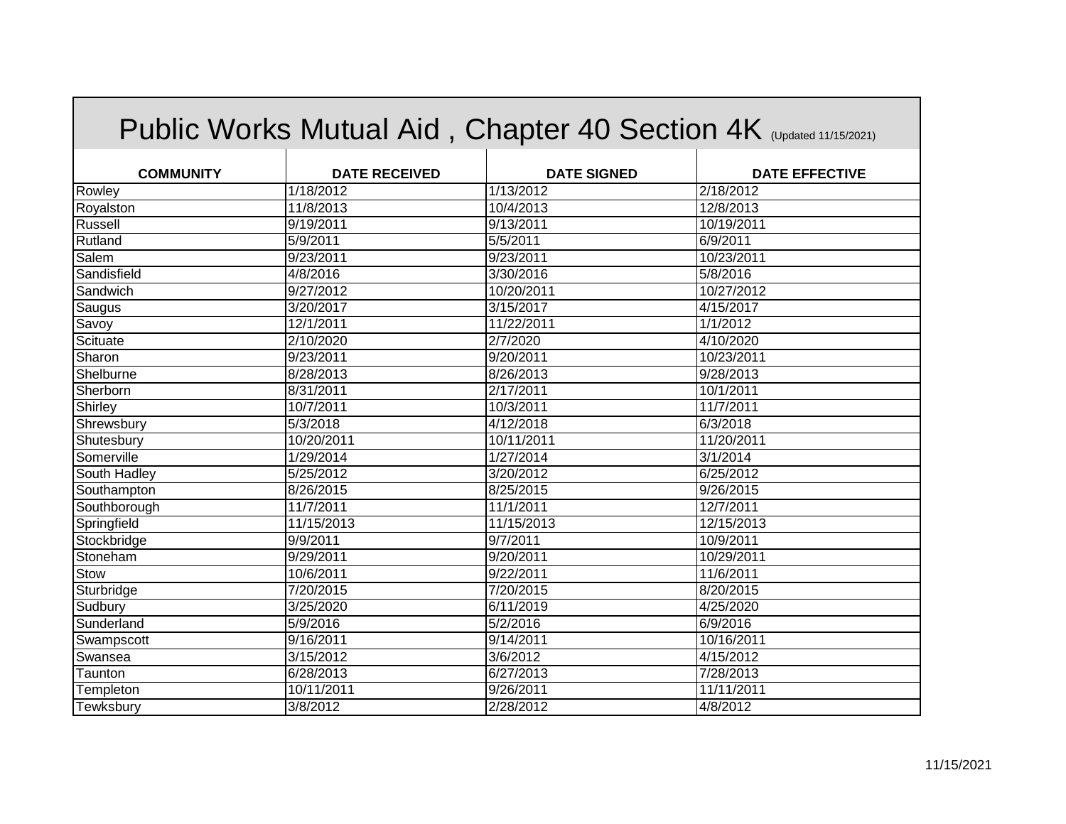# Public Works Mutual Aid , Chapter 40 Section 4K (Updated 11/15/2021)

| COMMUNITY | DATE RECEIVED | DATE SIGNED | DATE EFFECTIVE |
|---|---|---|---|
| Rowley | 1/18/2012 | 1/13/2012 | 2/18/2012 |
| Royalston | 11/8/2013 | 10/4/2013 | 12/8/2013 |
| Russell | 9/19/2011 | 9/13/2011 | 10/19/2011 |
| Rutland | 5/9/2011 | 5/5/2011 | 6/9/2011 |
| Salem | 9/23/2011 | 9/23/2011 | 10/23/2011 |
| Sandisfield | 4/8/2016 | 3/30/2016 | 5/8/2016 |
| Sandwich | 9/27/2012 | 10/20/2011 | 10/27/2012 |
| Saugus | 3/20/2017 | 3/15/2017 | 4/15/2017 |
| Savoy | 12/1/2011 | 11/22/2011 | 1/1/2012 |
| Scituate | 2/10/2020 | 2/7/2020 | 4/10/2020 |
| Sharon | 9/23/2011 | 9/20/2011 | 10/23/2011 |
| Shelburne | 8/28/2013 | 8/26/2013 | 9/28/2013 |
| Sherborn | 8/31/2011 | 2/17/2011 | 10/1/2011 |
| Shirley | 10/7/2011 | 10/3/2011 | 11/7/2011 |
| Shrewsbury | 5/3/2018 | 4/12/2018 | 6/3/2018 |
| Shutesbury | 10/20/2011 | 10/11/2011 | 11/20/2011 |
| Somerville | 1/29/2014 | 1/27/2014 | 3/1/2014 |
| South Hadley | 5/25/2012 | 3/20/2012 | 6/25/2012 |
| Southampton | 8/26/2015 | 8/25/2015 | 9/26/2015 |
| Southborough | 11/7/2011 | 11/1/2011 | 12/7/2011 |
| Springfield | 11/15/2013 | 11/15/2013 | 12/15/2013 |
| Stockbridge | 9/9/2011 | 9/7/2011 | 10/9/2011 |
| Stoneham | 9/29/2011 | 9/20/2011 | 10/29/2011 |
| Stow | 10/6/2011 | 9/22/2011 | 11/6/2011 |
| Sturbridge | 7/20/2015 | 7/20/2015 | 8/20/2015 |
| Sudbury | 3/25/2020 | 6/11/2019 | 4/25/2020 |
| Sunderland | 5/9/2016 | 5/2/2016 | 6/9/2016 |
| Swampscott | 9/16/2011 | 9/14/2011 | 10/16/2011 |
| Swansea | 3/15/2012 | 3/6/2012 | 4/15/2012 |
| Taunton | 6/28/2013 | 6/27/2013 | 7/28/2013 |
| Templeton | 10/11/2011 | 9/26/2011 | 11/11/2011 |
| Tewksbury | 3/8/2012 | 2/28/2012 | 4/8/2012 |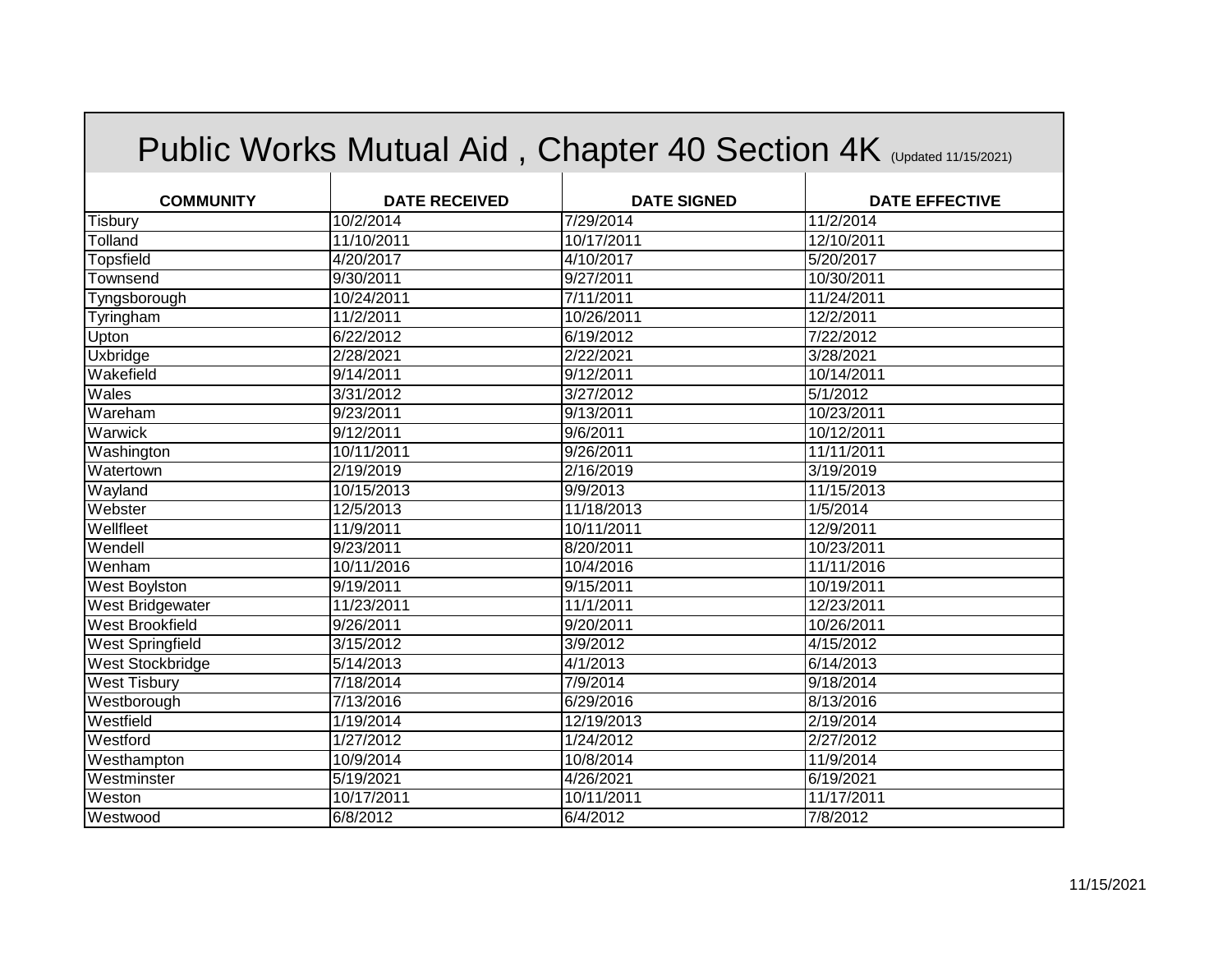# Public Works Mutual Aid , Chapter 40 Section 4K (Updated 11/15/2021)

| COMMUNITY | DATE RECEIVED | DATE SIGNED | DATE EFFECTIVE |
|---|---|---|---|
| Tisbury | 10/2/2014 | 7/29/2014 | 11/2/2014 |
| Tolland | 11/10/2011 | 10/17/2011 | 12/10/2011 |
| Topsfield | 4/20/2017 | 4/10/2017 | 5/20/2017 |
| Townsend | 9/30/2011 | 9/27/2011 | 10/30/2011 |
| Tyngsborough | 10/24/2011 | 7/11/2011 | 11/24/2011 |
| Tyringham | 11/2/2011 | 10/26/2011 | 12/2/2011 |
| Upton | 6/22/2012 | 6/19/2012 | 7/22/2012 |
| Uxbridge | 2/28/2021 | 2/22/2021 | 3/28/2021 |
| Wakefield | 9/14/2011 | 9/12/2011 | 10/14/2011 |
| Wales | 3/31/2012 | 3/27/2012 | 5/1/2012 |
| Wareham | 9/23/2011 | 9/13/2011 | 10/23/2011 |
| Warwick | 9/12/2011 | 9/6/2011 | 10/12/2011 |
| Washington | 10/11/2011 | 9/26/2011 | 11/11/2011 |
| Watertown | 2/19/2019 | 2/16/2019 | 3/19/2019 |
| Wayland | 10/15/2013 | 9/9/2013 | 11/15/2013 |
| Webster | 12/5/2013 | 11/18/2013 | 1/5/2014 |
| Wellfleet | 11/9/2011 | 10/11/2011 | 12/9/2011 |
| Wendell | 9/23/2011 | 8/20/2011 | 10/23/2011 |
| Wenham | 10/11/2016 | 10/4/2016 | 11/11/2016 |
| West Boylston | 9/19/2011 | 9/15/2011 | 10/19/2011 |
| West Bridgewater | 11/23/2011 | 11/1/2011 | 12/23/2011 |
| West Brookfield | 9/26/2011 | 9/20/2011 | 10/26/2011 |
| West Springfield | 3/15/2012 | 3/9/2012 | 4/15/2012 |
| West Stockbridge | 5/14/2013 | 4/1/2013 | 6/14/2013 |
| West Tisbury | 7/18/2014 | 7/9/2014 | 9/18/2014 |
| Westborough | 7/13/2016 | 6/29/2016 | 8/13/2016 |
| Westfield | 1/19/2014 | 12/19/2013 | 2/19/2014 |
| Westford | 1/27/2012 | 1/24/2012 | 2/27/2012 |
| Westhampton | 10/9/2014 | 10/8/2014 | 11/9/2014 |
| Westminster | 5/19/2021 | 4/26/2021 | 6/19/2021 |
| Weston | 10/17/2011 | 10/11/2011 | 11/17/2011 |
| Westwood | 6/8/2012 | 6/4/2012 | 7/8/2012 |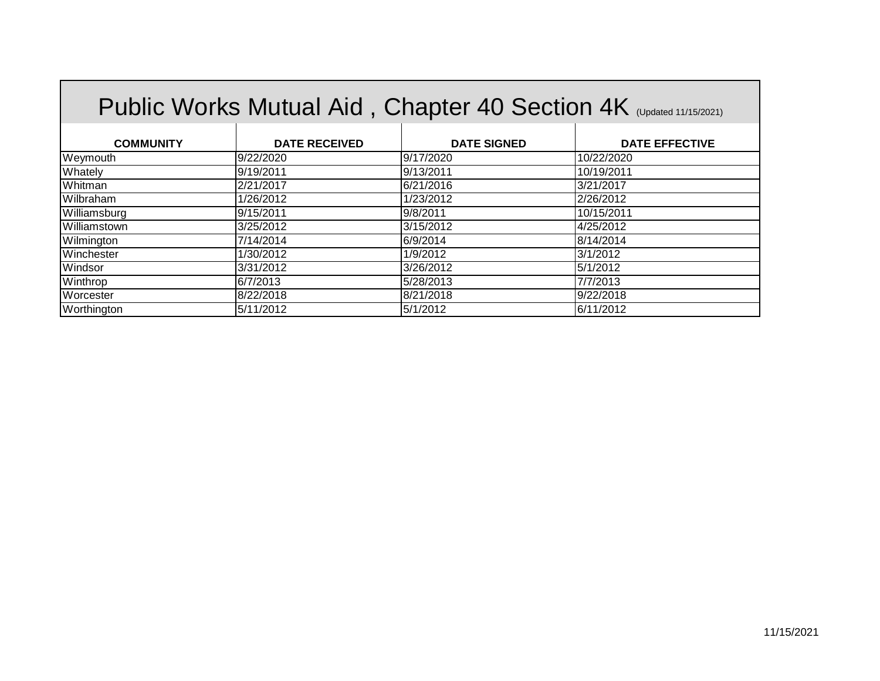# Public Works Mutual Aid , Chapter 40 Section 4K (Updated 11/15/2021)

| COMMUNITY | DATE RECEIVED | DATE SIGNED | DATE EFFECTIVE |
|---|---|---|---|
| Weymouth | 9/22/2020 | 9/17/2020 | 10/22/2020 |
| Whately | 9/19/2011 | 9/13/2011 | 10/19/2011 |
| Whitman | 2/21/2017 | 6/21/2016 | 3/21/2017 |
| Wilbraham | 1/26/2012 | 1/23/2012 | 2/26/2012 |
| Williamsburg | 9/15/2011 | 9/8/2011 | 10/15/2011 |
| Williamstown | 3/25/2012 | 3/15/2012 | 4/25/2012 |
| Wilmington | 7/14/2014 | 6/9/2014 | 8/14/2014 |
| Winchester | 1/30/2012 | 1/9/2012 | 3/1/2012 |
| Windsor | 3/31/2012 | 3/26/2012 | 5/1/2012 |
| Winthrop | 6/7/2013 | 5/28/2013 | 7/7/2013 |
| Worcester | 8/22/2018 | 8/21/2018 | 9/22/2018 |
| Worthington | 5/11/2012 | 5/1/2012 | 6/11/2012 |